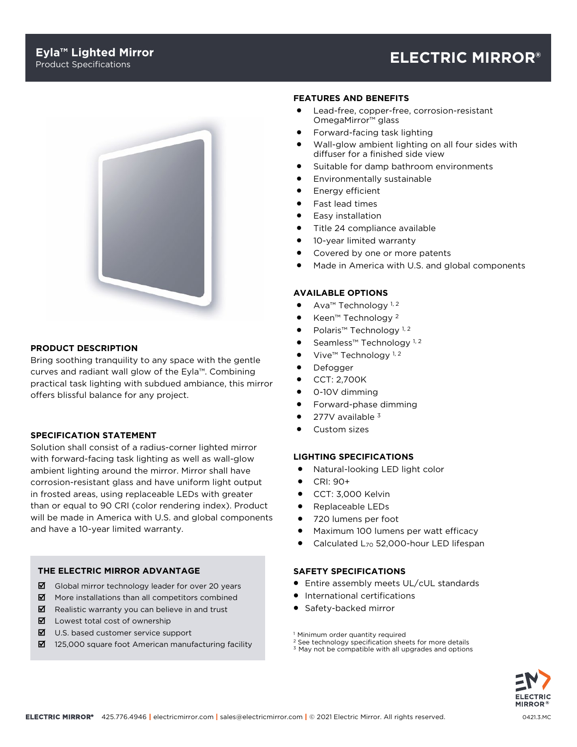# Eyla™ Lighted Mirror

Product Specifications

ELECTRIC MIRROR®

## PRODUCT DESCRIPTION

Bring soothing tranquility to any space with the gentle curves and radiant wall glow of the Eyla™. Combining practical task lighting with subdued ambiance, this mirror offers blissful balance for any project.

## SPECIFICATION STATEMENT

Solution shall consist of a radius-corner lighted mirror with forward-facing task lighting as well as wall-glow ambient lighting around the mirror. Mirror shall have corrosion-resistant glass and have uniform light output in frosted areas, using replaceable LEDs with greater than or equal to 90 CRI (color rendering index). Product will be made in America with U.S. and global components and have a 10-year limited warranty.

## THE ELECTRIC MIRROR ADVANTAGE

- ☑ Global mirror technology leader for over 20 years
- ☑ More installations than all competitors combined
- ☑ Realistic warranty you can believe in and trust
- ☑ Lowest total cost of ownership
- ☑ U.S. based customer service support
- ☑ 125,000 square foot American manufacturing facility

## FEATURES AND BENEFITS

- Lead-free, copper-free, corrosion-resistant OmegaMirror™ glass
- Forward-facing task lighting
- Wall-glow ambient lighting on all four sides with diffuser for a finished side view
- Suitable for damp bathroom environments
- Environmentally sustainable
- Energy efficient
- Fast lead times
- Easy installation
- Title 24 compliance available
- 10-year limited warranty
- Covered by one or more patents
- Made in America with U.S. and global components

## AVAILABLE OPTIONS

- Ava™ Technology [1, 2]
- Keen™ Technology [2]
- Polaris™ Technology [1, 2]
- Seamless™ Technology [1, 2]
- Vive™ Technology [1, 2]
- Defogger
- CCT: 2,700K
- 0-10V dimming
- Forward-phase dimming
- 277V available [3]
- Custom sizes

## LIGHTING SPECIFICATIONS

- Natural-looking LED light color
- CRI: 90+
- CCT: 3,000 Kelvin
- Replaceable LEDs
- 720 lumens per foot
- Maximum 100 lumens per watt efficacy
- Calculated $L_{70}$ 52,000-hour LED lifespan

## SAFETY SPECIFICATIONS

- Entire assembly meets UL/cUL standards
- International certifications
- Safety-backed mirror

[1] Minimum order quantity required
[2] See technology specification sheets for more details
[3] May not be compatible with all upgrades and options

ELECTRIC MIRROR® 425.776.4946 | electricmirror.com | sales@electricmirror.com | © 2021 Electric Mirror. All rights reserved.

0421.3.MC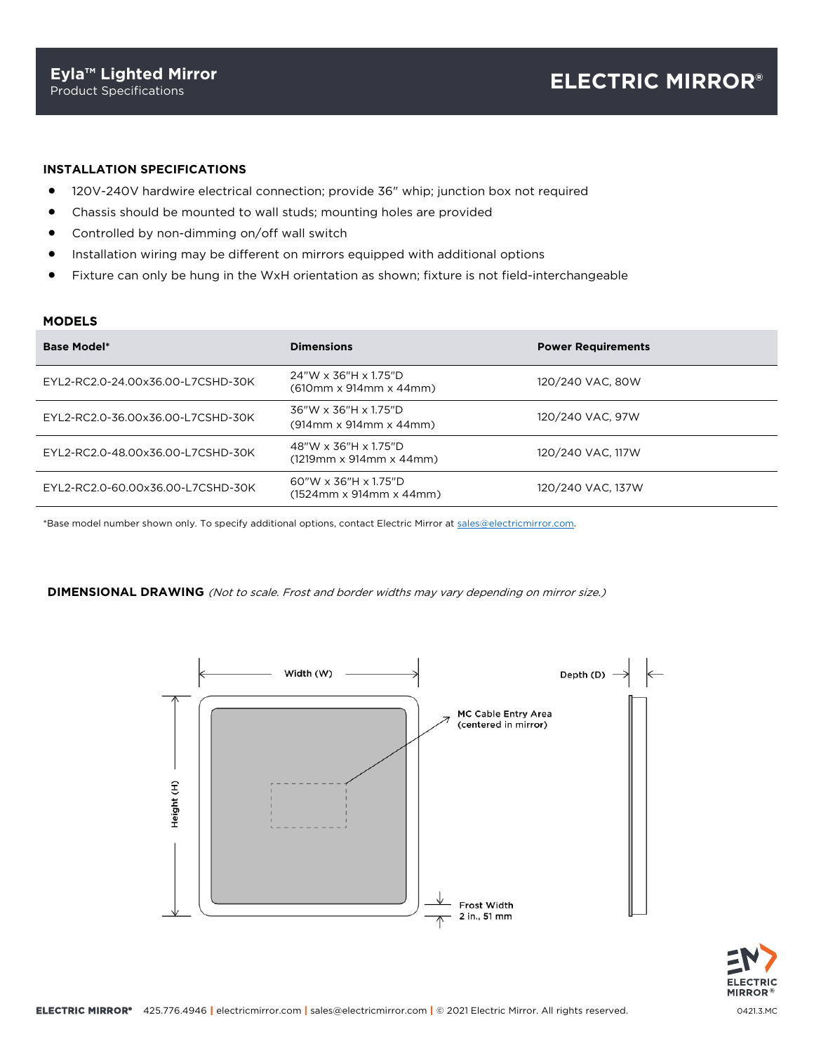# Eyla™ Lighted Mirror

Product Specifications

ELECTRIC MIRROR®

## INSTALLATION SPECIFICATIONS

- 120V-240V hardwire electrical connection; provide 36" whip; junction box not required
- Chassis should be mounted to wall studs; mounting holes are provided
- Controlled by non-dimming on/off wall switch
- Installation wiring may be different on mirrors equipped with additional options
- Fixture can only be hung in the WxH orientation as shown; fixture is not field-interchangeable

## MODELS

| Base Model* | Dimensions | Power Requirements |
|---|---|---|
| EYL2-RC2.0-24.00x36.00-L7CSHD-30K | 24"W x 36"H x 1.75"D (610mm x 914mm x 44mm) | 120/240 VAC, 80W |
| EYL2-RC2.0-36.00x36.00-L7CSHD-30K | 36"W x 36"H x 1.75"D (914mm x 914mm x 44mm) | 120/240 VAC, 97W |
| EYL2-RC2.0-48.00x36.00-L7CSHD-30K | 48"W x 36"H x 1.75"D (1219mm x 914mm x 44mm) | 120/240 VAC, 117W |
| EYL2-RC2.0-60.00x36.00-L7CSHD-30K | 60"W x 36"H x 1.75"D (1524mm x 914mm x 44mm) | 120/240 VAC, 137W |

*Base model number shown only. To specify additional options, contact Electric Mirror at sales@electricmirror.com.

## DIMENSIONAL DRAWING *(Not to scale. Frost and border widths may vary depending on mirror size.)*

Width (W)

Height (H)

Depth (D)

MC Cable Entry Area (centered in mirror)

Frost Width 2 in., 51 mm

ELECTRIC MIRROR® 425.776.4946 | electricmirror.com | sales@electricmirror.com | © 2021 Electric Mirror. All rights reserved.

0421.3.MC